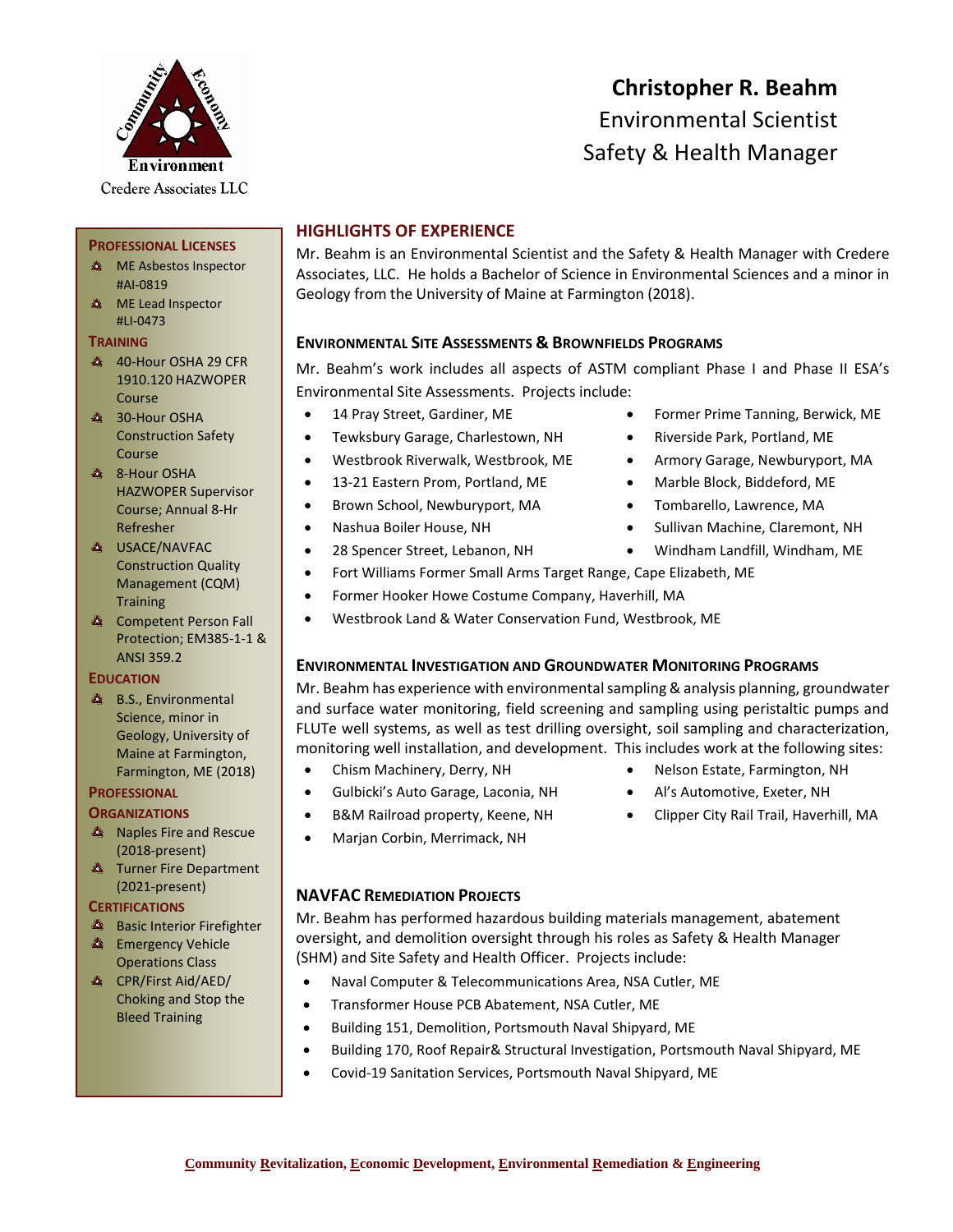Credere Associates LLC

# Christopher R. Beahm

Environmental Scientist
Safety & Health Manager

## Professional Licenses

- ME Asbestos Inspector #AI-0819
- ME Lead Inspector #LI-0473

## Training

- 40-Hour OSHA 29 CFR 1910.120 HAZWOPER Course
- 30-Hour OSHA Construction Safety Course
- 8-Hour OSHA HAZWOPER Supervisor Course; Annual 8-Hr Refresher
- USACE/NAVFAC Construction Quality Management (CQM) Training
- Competent Person Fall Protection; EM385-1-1 & ANSI 359.2

## Education

- B.S., Environmental Science, minor in Geology, University of Maine at Farmington, Farmington, ME (2018)

## Professional Organizations

- Naples Fire and Rescue (2018-present)
- Turner Fire Department (2021-present)

## Certifications

- Basic Interior Firefighter
- Emergency Vehicle Operations Class
- CPR/First Aid/AED/ Choking and Stop the Bleed Training

## Highlights of Experience

Mr. Beahm is an Environmental Scientist and the Safety & Health Manager with Credere Associates, LLC. He holds a Bachelor of Science in Environmental Sciences and a minor in Geology from the University of Maine at Farmington (2018).

### Environmental Site Assessments & Brownfields Programs

Mr. Beahm's work includes all aspects of ASTM compliant Phase I and Phase II ESA's Environmental Site Assessments. Projects include:

- 14 Pray Street, Gardiner, ME
- Tewksbury Garage, Charlestown, NH
- Westbrook Riverwalk, Westbrook, ME
- 13-21 Eastern Prom, Portland, ME
- Brown School, Newburyport, MA
- Nashua Boiler House, NH
- 28 Spencer Street, Lebanon, NH
- Former Prime Tanning, Berwick, ME
- Riverside Park, Portland, ME
- Armory Garage, Newburyport, MA
- Marble Block, Biddeford, ME
- Tombarello, Lawrence, MA
- Sullivan Machine, Claremont, NH
- Windham Landfill, Windham, ME
- Fort Williams Former Small Arms Target Range, Cape Elizabeth, ME
- Former Hooker Howe Costume Company, Haverhill, MA
- Westbrook Land & Water Conservation Fund, Westbrook, ME

### Environmental Investigation and Groundwater Monitoring Programs

Mr. Beahm has experience with environmental sampling & analysis planning, groundwater and surface water monitoring, field screening and sampling using peristaltic pumps and FLUTe well systems, as well as test drilling oversight, soil sampling and characterization, monitoring well installation, and development. This includes work at the following sites:

- Chism Machinery, Derry, NH
- Gulbicki's Auto Garage, Laconia, NH
- B&M Railroad property, Keene, NH
- Marjan Corbin, Merrimack, NH
- Nelson Estate, Farmington, NH
- Al's Automotive, Exeter, NH
- Clipper City Rail Trail, Haverhill, MA

### NAVFAC Remediation Projects

Mr. Beahm has performed hazardous building materials management, abatement oversight, and demolition oversight through his roles as Safety & Health Manager (SHM) and Site Safety and Health Officer. Projects include:

- Naval Computer & Telecommunications Area, NSA Cutler, ME
- Transformer House PCB Abatement, NSA Cutler, ME
- Building 151, Demolition, Portsmouth Naval Shipyard, ME
- Building 170, Roof Repair& Structural Investigation, Portsmouth Naval Shipyard, ME
- Covid-19 Sanitation Services, Portsmouth Naval Shipyard, ME

**Community Revitalization, Economic Development, Environmental Remediation & Engineering**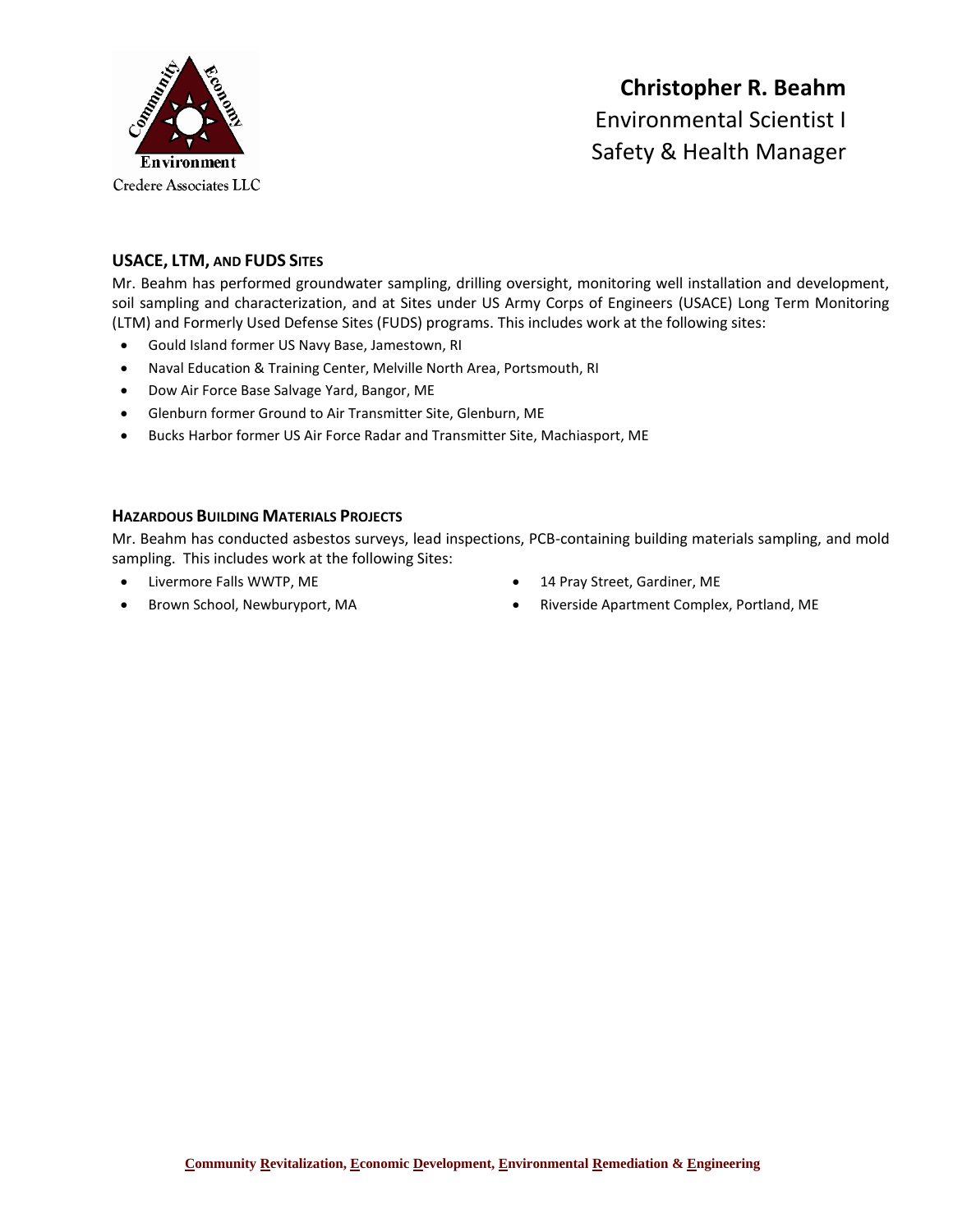**Christopher R. Beahm**
Environmental Scientist I
Safety & Health Manager

### USACE, LTM, AND FUDS SITES

Mr. Beahm has performed groundwater sampling, drilling oversight, monitoring well installation and development, soil sampling and characterization, and at Sites under US Army Corps of Engineers (USACE) Long Term Monitoring (LTM) and Formerly Used Defense Sites (FUDS) programs. This includes work at the following sites:

- Gould Island former US Navy Base, Jamestown, RI
- Naval Education & Training Center, Melville North Area, Portsmouth, RI
- Dow Air Force Base Salvage Yard, Bangor, ME
- Glenburn former Ground to Air Transmitter Site, Glenburn, ME
- Bucks Harbor former US Air Force Radar and Transmitter Site, Machiasport, ME

### HAZARDOUS BUILDING MATERIALS PROJECTS

Mr. Beahm has conducted asbestos surveys, lead inspections, PCB-containing building materials sampling, and mold sampling. This includes work at the following Sites:

- Livermore Falls WWTP, ME
- Brown School, Newburyport, MA
- 14 Pray Street, Gardiner, ME
- Riverside Apartment Complex, Portland, ME